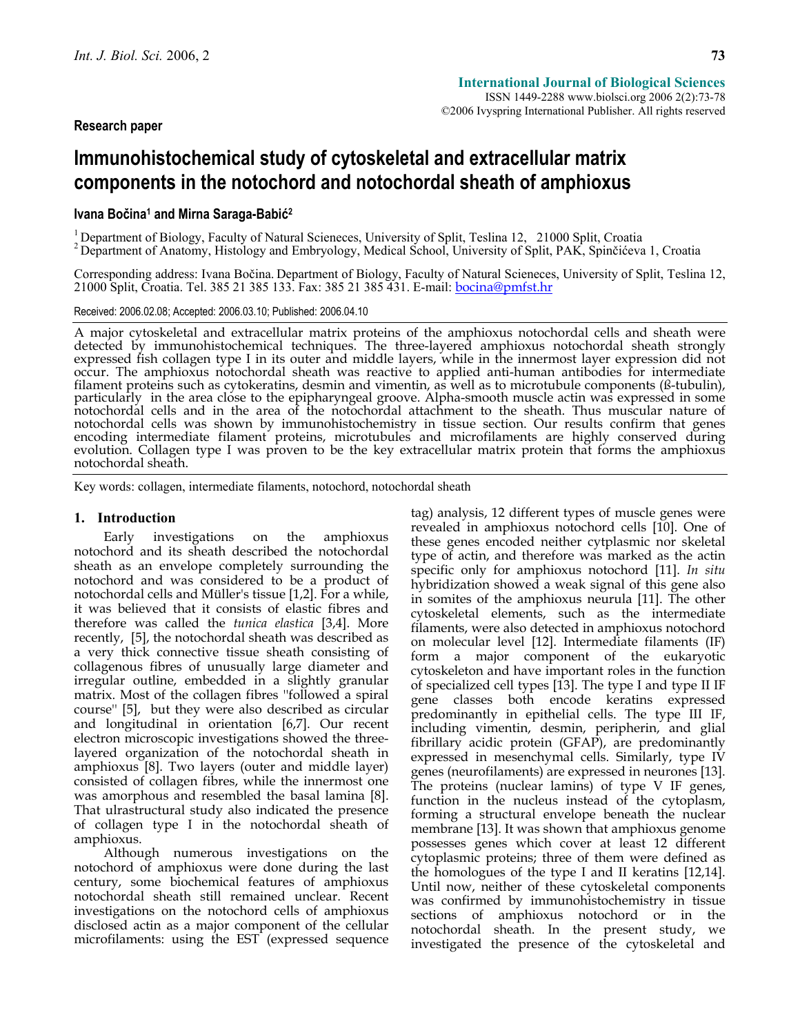**Research paper**

# Immunohistochemical study of cytoskeletal and extracellular matrix components in the notochord and notochordal sheath of amphioxus

**Ivana Bočina[1] and Mirna Saraga-Babić[2]**

[1] Department of Biology, Faculty of Natural Scieneces, University of Split, Teslina 12, 21000 Split, Croatia
[2] Department of Anatomy, Histology and Embryology, Medical School, University of Split, PAK, Spinčićeva 1, Croatia

Corresponding address: Ivana Bočina. Department of Biology, Faculty of Natural Scieneces, University of Split, Teslina 12, 21000 Split, Croatia. Tel. 385 21 385 133. Fax: 385 21 385 431. E-mail: bocina@pmfst.hr

Received: 2006.02.08; Accepted: 2006.03.10; Published: 2006.04.10

A major cytoskeletal and extracellular matrix proteins of the amphioxus notochordal cells and sheath were detected by immunohistochemical techniques. The three-layered amphioxus notochordal sheath strongly expressed fish collagen type I in its outer and middle layers, while in the innermost layer expression did not occur. The amphioxus notochordal sheath was reactive to applied anti-human antibodies for intermediate filament proteins such as cytokeratins, desmin and vimentin, as well as to microtubule components (ß-tubulin), particularly in the area close to the epipharyngeal groove. Alpha-smooth muscle actin was expressed in some notochordal cells and in the area of the notochordal attachment to the sheath. Thus muscular nature of notochordal cells was shown by immunohistochemistry in tissue section. Our results confirm that genes encoding intermediate filament proteins, microtubules and microfilaments are highly conserved during evolution. Collagen type I was proven to be the key extracellular matrix protein that forms the amphioxus notochordal sheath.

Key words: collagen, intermediate filaments, notochord, notochordal sheath

## 1. Introduction

Early investigations on the amphioxus notochord and its sheath described the notochordal sheath as an envelope completely surrounding the notochord and was considered to be a product of notochordal cells and Müller's tissue [1,2]. For a while, it was believed that it consists of elastic fibres and therefore was called the *tunica elastica* [3,4]. More recently, [5], the notochordal sheath was described as a very thick connective tissue sheath consisting of collagenous fibres of unusually large diameter and irregular outline, embedded in a slightly granular matrix. Most of the collagen fibres "followed a spiral course" [5], but they were also described as circular and longitudinal in orientation [6,7]. Our recent electron microscopic investigations showed the three-layered organization of the notochordal sheath in amphioxus [8]. Two layers (outer and middle layer) consisted of collagen fibres, while the innermost one was amorphous and resembled the basal lamina [8]. That ulrastructural study also indicated the presence of collagen type I in the notochordal sheath of amphioxus.

Although numerous investigations on the notochord of amphioxus were done during the last century, some biochemical features of amphioxus notochordal sheath still remained unclear. Recent investigations on the notochord cells of amphioxus disclosed actin as a major component of the cellular microfilaments: using the EST (expressed sequence tag) analysis, 12 different types of muscle genes were revealed in amphioxus notochord cells [10]. One of these genes encoded neither cytplasmic nor skeletal type of actin, and therefore was marked as the actin specific only for amphioxus notochord [11]. *In situ* hybridization showed a weak signal of this gene also in somites of the amphioxus neurula [11]. The other cytoskeletal elements, such as the intermediate filaments, were also detected in amphioxus notochord on molecular level [12]. Intermediate filaments (IF) form a major component of the eukaryotic cytoskeleton and have important roles in the function of specialized cell types [13]. The type I and type II IF gene classes both encode keratins expressed predominantly in epithelial cells. The type III IF, including vimentin, desmin, peripherin, and glial fibrillary acidic protein (GFAP), are predominantly expressed in mesenchymal cells. Similarly, type IV genes (neurofilaments) are expressed in neurones [13]. The proteins (nuclear lamins) of type V IF genes, function in the nucleus instead of the cytoplasm, forming a structural envelope beneath the nuclear membrane [13]. It was shown that amphioxus genome possesses genes which cover at least 12 different cytoplasmic proteins; three of them were defined as the homologues of the type I and II keratins [12,14]. Until now, neither of these cytoskeletal components was confirmed by immunohistochemistry in tissue sections of amphioxus notochord or in the notochordal sheath. In the present study, we investigated the presence of the cytoskeletal and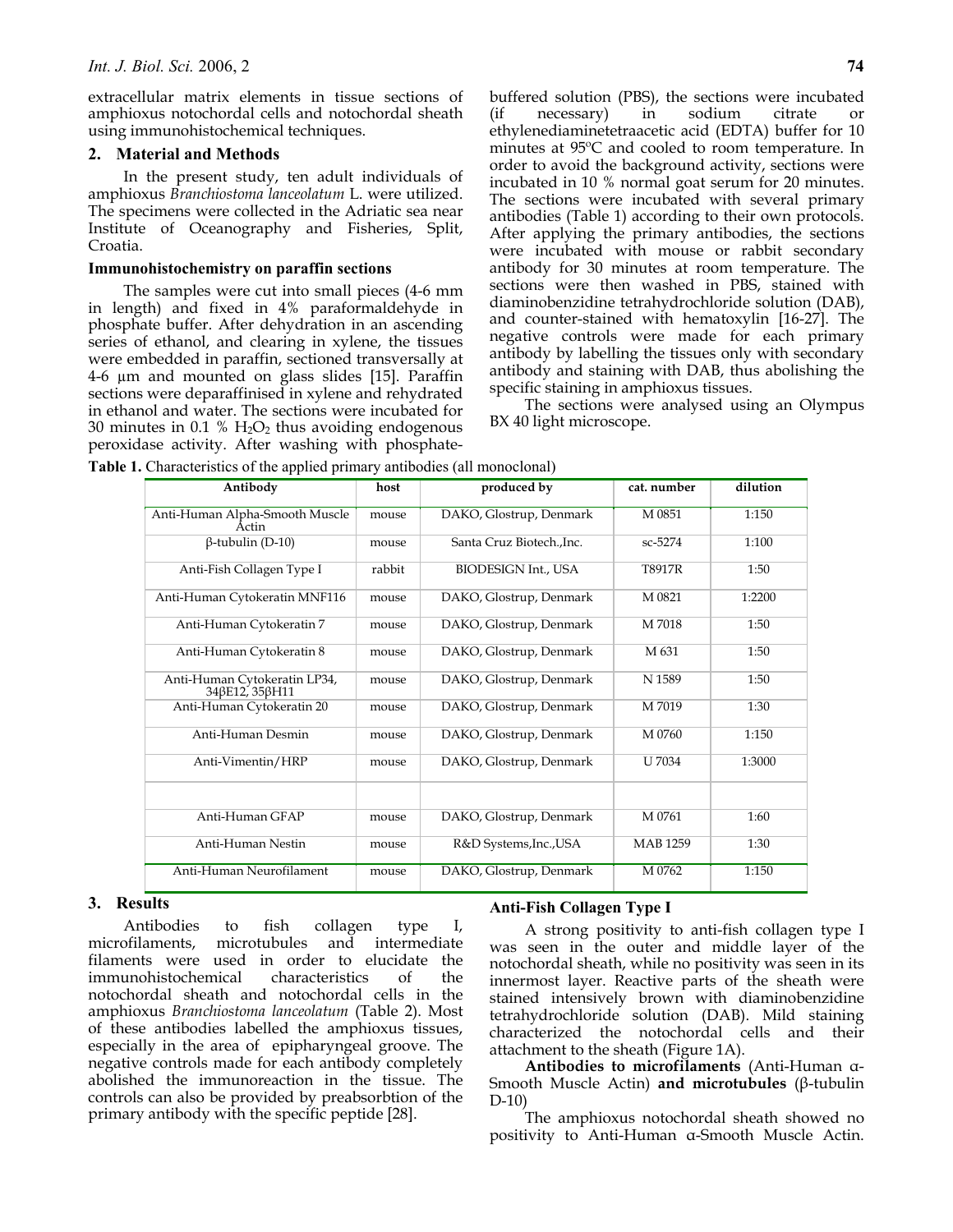extracellular matrix elements in tissue sections of amphioxus notochordal cells and notochordal sheath using immunohistochemical techniques.

## 2. Material and Methods

In the present study, ten adult individuals of amphioxus *Branchiostoma lanceolatum* L. were utilized. The specimens were collected in the Adriatic sea near Institute of Oceanography and Fisheries, Split, Croatia.

### Immunohistochemistry on paraffin sections

The samples were cut into small pieces (4-6 mm in length) and fixed in 4% paraformaldehyde in phosphate buffer. After dehydration in an ascending series of ethanol, and clearing in xylene, the tissues were embedded in paraffin, sectioned transversally at 4-6 µm and mounted on glass slides [15]. Paraffin sections were deparaffinised in xylene and rehydrated in ethanol and water. The sections were incubated for 30 minutes in 0.1 % $H_2O_2$ thus avoiding endogenous peroxidase activity. After washing with phosphate-buffered solution (PBS), the sections were incubated (if necessary) in sodium citrate or ethylenediaminetetraacetic acid (EDTA) buffer for 10 minutes at 95ºC and cooled to room temperature. In order to avoid the background activity, sections were incubated in 10 % normal goat serum for 20 minutes. The sections were incubated with several primary antibodies (Table 1) according to their own protocols. After applying the primary antibodies, the sections were incubated with mouse or rabbit secondary antibody for 30 minutes at room temperature. The sections were then washed in PBS, stained with diaminobenzidine tetrahydrochloride solution (DAB), and counter-stained with hematoxylin [16-27]. The negative controls were made for each primary antibody by labelling the tissues only with secondary antibody and staining with DAB, thus abolishing the specific staining in amphioxus tissues.

The sections were analysed using an Olympus BX 40 light microscope.

**Table 1.** Characteristics of the applied primary antibodies (all monoclonal)

| Antibody | host | produced by | cat. number | dilution |
|---|---|---|---|---|
| Anti-Human Alpha-Smooth Muscle Actin | mouse | DAKO, Glostrup, Denmark | M 0851 | 1:150 |
| β-tubulin (D-10) | mouse | Santa Cruz Biotech.,Inc. | sc-5274 | 1:100 |
| Anti-Fish Collagen Type I | rabbit | BIODESIGN Int., USA | T8917R | 1:50 |
| Anti-Human Cytokeratin MNF116 | mouse | DAKO, Glostrup, Denmark | M 0821 | 1:2200 |
| Anti-Human Cytokeratin 7 | mouse | DAKO, Glostrup, Denmark | M 7018 | 1:50 |
| Anti-Human Cytokeratin 8 | mouse | DAKO, Glostrup, Denmark | M 631 | 1:50 |
| Anti-Human Cytokeratin LP34, 34βE12, 35βH11 | mouse | DAKO, Glostrup, Denmark | N 1589 | 1:50 |
| Anti-Human Cytokeratin 20 | mouse | DAKO, Glostrup, Denmark | M 7019 | 1:30 |
| Anti-Human Desmin | mouse | DAKO, Glostrup, Denmark | M 0760 | 1:150 |
| Anti-Vimentin/HRP | mouse | DAKO, Glostrup, Denmark | U 7034 | 1:3000 |
| | | | | |
| Anti-Human GFAP | mouse | DAKO, Glostrup, Denmark | M 0761 | 1:60 |
| Anti-Human Nestin | mouse | R&D Systems,Inc.,USA | MAB 1259 | 1:30 |
| Anti-Human Neurofilament | mouse | DAKO, Glostrup, Denmark | M 0762 | 1:150 |

## 3. Results

Antibodies to fish collagen type I, microfilaments, microtubules and intermediate filaments were used in order to elucidate the immunohistochemical characteristics of the notochordal sheath and notochordal cells in the amphioxus *Branchiostoma lanceolatum* (Table 2). Most of these antibodies labelled the amphioxus tissues, especially in the area of epipharyngeal groove. The negative controls made for each antibody completely abolished the immunoreaction in the tissue. The controls can also be provided by preabsorbtion of the primary antibody with the specific peptide [28].

### Anti-Fish Collagen Type I

A strong positivity to anti-fish collagen type I was seen in the outer and middle layer of the notochordal sheath, while no positivity was seen in its innermost layer. Reactive parts of the sheath were stained intensively brown with diaminobenzidine tetrahydrochloride solution (DAB). Mild staining characterized the notochordal cells and their attachment to the sheath (Figure 1A).

**Antibodies to microfilaments** (Anti-Human α-Smooth Muscle Actin) **and microtubules** (β-tubulin D-10)

The amphioxus notochordal sheath showed no positivity to Anti-Human α-Smooth Muscle Actin.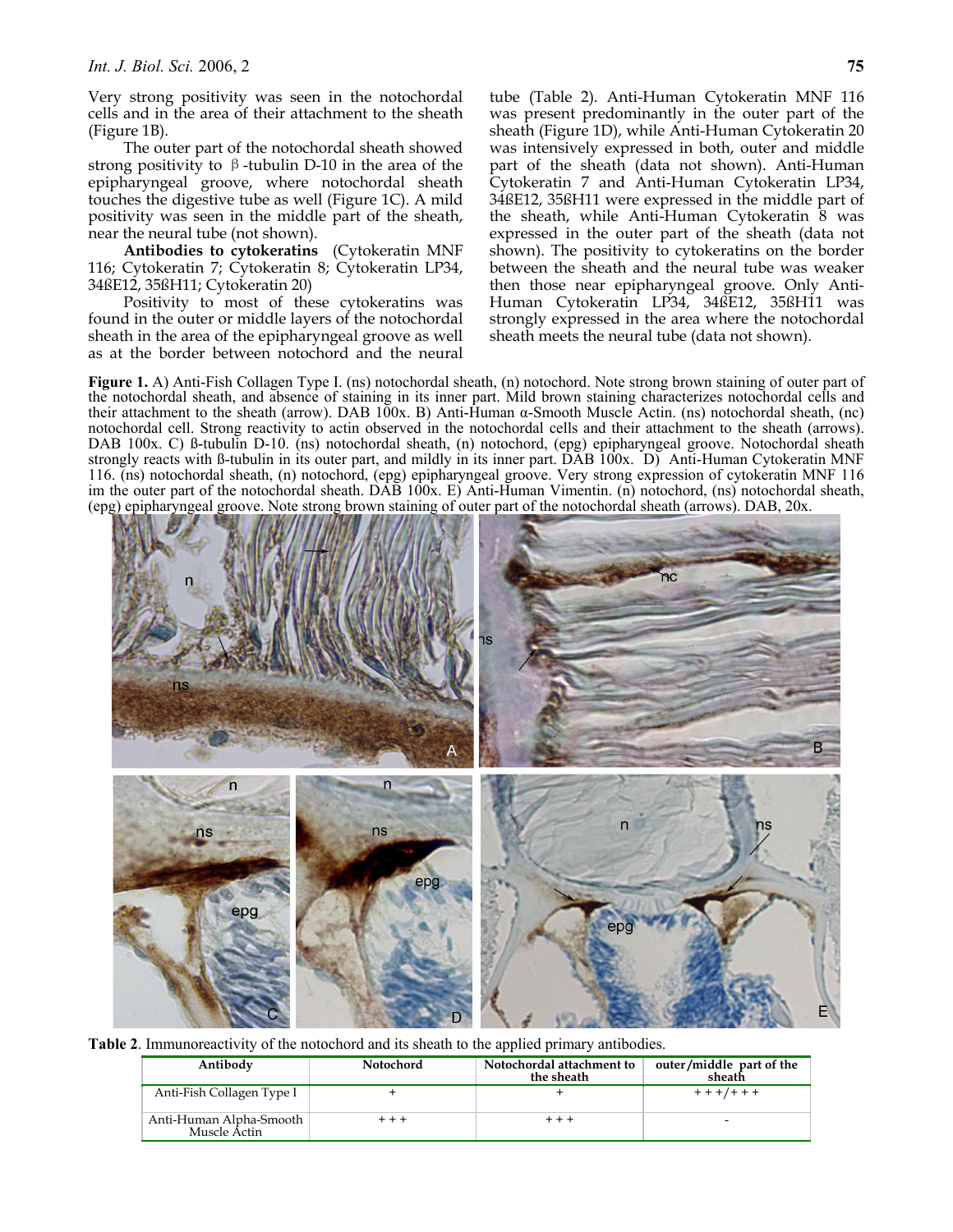Very strong positivity was seen in the notochordal cells and in the area of their attachment to the sheath (Figure 1B).

The outer part of the notochordal sheath showed strong positivity to β-tubulin D-10 in the area of the epipharyngeal groove, where notochordal sheath touches the digestive tube as well (Figure 1C). A mild positivity was seen in the middle part of the sheath, near the neural tube (not shown).

**Antibodies to cytokeratins** (Cytokeratin MNF 116; Cytokeratin 7; Cytokeratin 8; Cytokeratin LP34, 34ßE12, 35ßH11; Cytokeratin 20)

Positivity to most of these cytokeratins was found in the outer or middle layers of the notochordal sheath in the area of the epipharyngeal groove as well as at the border between notochord and the neural tube (Table 2). Anti-Human Cytokeratin MNF 116 was present predominantly in the outer part of the sheath (Figure 1D), while Anti-Human Cytokeratin 20 was intensively expressed in both, outer and middle part of the sheath (data not shown). Anti-Human Cytokeratin 7 and Anti-Human Cytokeratin LP34, 34ßE12, 35ßH11 were expressed in the middle part of the sheath, while Anti-Human Cytokeratin 8 was expressed in the outer part of the sheath (data not shown). The positivity to cytokeratins on the border between the sheath and the neural tube was weaker then those near epipharyngeal groove. Only Anti-Human Cytokeratin LP34, 34ßE12, 35ßH11 was strongly expressed in the area where the notochordal sheath meets the neural tube (data not shown).

**Figure 1.** A) Anti-Fish Collagen Type I. (ns) notochordal sheath, (n) notochord. Note strong brown staining of outer part of the notochordal sheath, and absence of staining in its inner part. Mild brown staining characterizes notochordal cells and their attachment to the sheath (arrow). DAB 100x. B) Anti-Human α-Smooth Muscle Actin. (ns) notochordal sheath, (nc) notochordal cell. Strong reactivity to actin observed in the notochordal cells and their attachment to the sheath (arrows). DAB 100x. C) ß-tubulin D-10. (ns) notochordal sheath, (n) notochord, (epg) epipharyngeal groove. Notochordal sheath strongly reacts with ß-tubulin in its outer part, and mildly in its inner part. DAB 100x. D) Anti-Human Cytokeratin MNF 116. (ns) notochordal sheath, (n) notochord, (epg) epipharyngeal groove. Very strong expression of cytokeratin MNF 116 im the outer part of the notochordal sheath. DAB 100x. E) Anti-Human Vimentin. (n) notochord, (ns) notochordal sheath, (epg) epipharyngeal groove. Note strong brown staining of outer part of the notochordal sheath (arrows). DAB, 20x.

**Table 2**. Immunoreactivity of the notochord and its sheath to the applied primary antibodies.

| Antibody | Notochord | Notochordal attachment to the sheath | outer/middle part of the sheath |
|---|---|---|---|
| Anti-Fish Collagen Type I | + | + | + + +/+ + + |
| Anti-Human Alpha-Smooth Muscle Actin | + + + | + + + | - |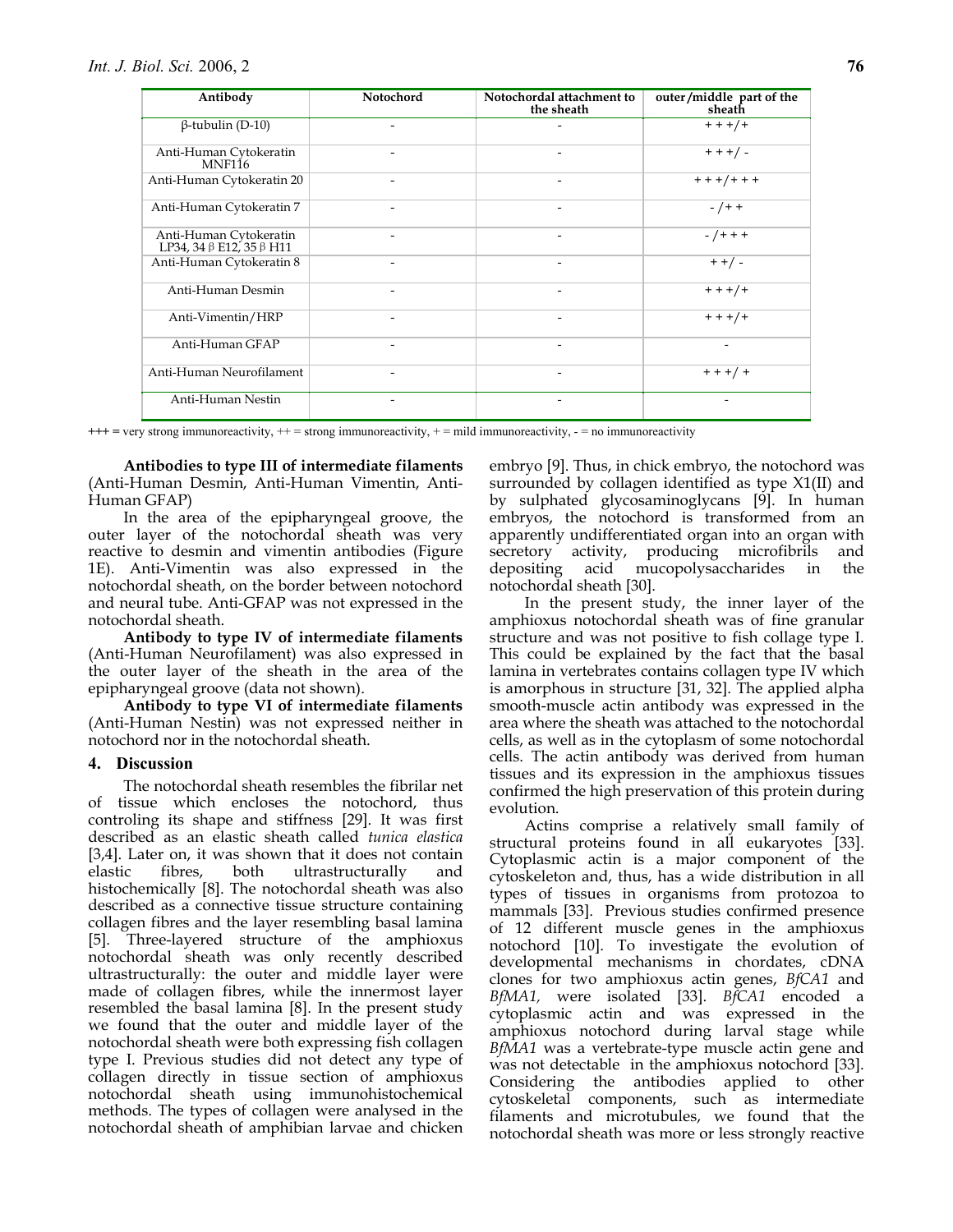| Antibody | Notochord | Notochordal attachment to the sheath | outer/middle part of the sheath |
|---|---|---|---|
| β-tubulin (D-10) | - | - | + + +/+ |
| Anti-Human Cytokeratin MNF116 | - | - | + + +/ - |
| Anti-Human Cytokeratin 20 | - | - | + + +/+ + + |
| Anti-Human Cytokeratin 7 | - | - | - /+ + |
| Anti-Human Cytokeratin LP34, 34 β E12, 35 β H11 | - | - | - /+ + + |
| Anti-Human Cytokeratin 8 | - | - | + +/ - |
| Anti-Human Desmin | - | - | + + +/+ |
| Anti-Vimentin/HRP | - | - | + + +/+ |
| Anti-Human GFAP | - | - | - |
| Anti-Human Neurofilament | - | - | + + +/ + |
| Anti-Human Nestin | - | - | - |

+++ = very strong immunoreactivity, ++ = strong immunoreactivity, + = mild immunoreactivity, - = no immunoreactivity

**Antibodies to type III of intermediate filaments** (Anti-Human Desmin, Anti-Human Vimentin, Anti-Human GFAP)

In the area of the epipharyngeal groove, the outer layer of the notochordal sheath was very reactive to desmin and vimentin antibodies (Figure 1E). Anti-Vimentin was also expressed in the notochordal sheath, on the border between notochord and neural tube. Anti-GFAP was not expressed in the notochordal sheath.

**Antibody to type IV of intermediate filaments** (Anti-Human Neurofilament) was also expressed in the outer layer of the sheath in the area of the epipharyngeal groove (data not shown).

**Antibody to type VI of intermediate filaments** (Anti-Human Nestin) was not expressed neither in notochord nor in the notochordal sheath.

## 4. Discussion

The notochordal sheath resembles the fibrilar net of tissue which encloses the notochord, thus controling its shape and stiffness [29]. It was first described as an elastic sheath called *tunica elastica* [3,4]. Later on, it was shown that it does not contain elastic fibres, both ultrastructurally and histochemically [8]. The notochordal sheath was also described as a connective tissue structure containing collagen fibres and the layer resembling basal lamina [5]. Three-layered structure of the amphioxus notochordal sheath was only recently described ultrastructurally: the outer and middle layer were made of collagen fibres, while the innermost layer resembled the basal lamina [8]. In the present study we found that the outer and middle layer of the notochordal sheath were both expressing fish collagen type I. Previous studies did not detect any type of collagen directly in tissue section of amphioxus notochordal sheath using immunohistochemical methods. The types of collagen were analysed in the notochordal sheath of amphibian larvae and chicken embryo [9]. Thus, in chick embryo, the notochord was surrounded by collagen identified as type X1(II) and by sulphated glycosaminoglycans [9]. In human embryos, the notochord is transformed from an apparently undifferentiated organ into an organ with secretory activity, producing microfibrils and depositing acid mucopolysaccharides in the notochordal sheath [30].

In the present study, the inner layer of the amphioxus notochordal sheath was of fine granular structure and was not positive to fish collage type I. This could be explained by the fact that the basal lamina in vertebrates contains collagen type IV which is amorphous in structure [31, 32]. The applied alpha smooth-muscle actin antibody was expressed in the area where the sheath was attached to the notochordal cells, as well as in the cytoplasm of some notochordal cells. The actin antibody was derived from human tissues and its expression in the amphioxus tissues confirmed the high preservation of this protein during evolution.

Actins comprise a relatively small family of structural proteins found in all eukaryotes [33]. Cytoplasmic actin is a major component of the cytoskeleton and, thus, has a wide distribution in all types of tissues in organisms from protozoa to mammals [33]. Previous studies confirmed presence of 12 different muscle genes in the amphioxus notochord [10]. To investigate the evolution of developmental mechanisms in chordates, cDNA clones for two amphioxus actin genes, *BfCA1* and *BfMA1,* were isolated [33]. *BfCA1* encoded a cytoplasmic actin and was expressed in the amphioxus notochord during larval stage while *BfMA1* was a vertebrate-type muscle actin gene and was not detectable in the amphioxus notochord [33]. Considering the antibodies applied to other cytoskeletal components, such as intermediate filaments and microtubules, we found that the notochordal sheath was more or less strongly reactive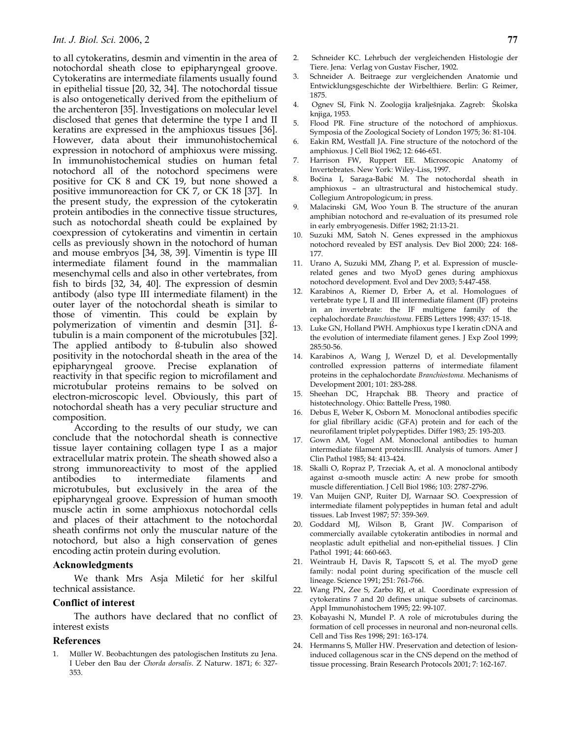to all cytokeratins, desmin and vimentin in the area of notochordal sheath close to epipharyngeal groove. Cytokeratins are intermediate filaments usually found in epithelial tissue [20, 32, 34]. The notochordal tissue is also ontogenetically derived from the epithelium of the archenteron [35]. Investigations on molecular level disclosed that genes that determine the type I and II keratins are expressed in the amphioxus tissues [36]. However, data about their immunohistochemical expression in notochord of amphioxus were missing. In immunohistochemical studies on human fetal notochord all of the notochord specimens were positive for CK 8 and CK 19, but none showed a positive immunoreaction for CK 7, or CK 18 [37]. In the present study, the expression of the cytokeratin protein antibodies in the connective tissue structures, such as notochordal sheath could be explained by coexpression of cytokeratins and vimentin in certain cells as previously shown in the notochord of human and mouse embryos [34, 38, 39]. Vimentin is type III intermediate filament found in the mammalian mesenchymal cells and also in other vertebrates, from fish to birds [32, 34, 40]. The expression of desmin antibody (also type III intermediate filament) in the outer layer of the notochordal sheath is similar to those of vimentin. This could be explain by polymerization of vimentin and desmin [31]. ß-tubulin is a main component of the microtubules [32]. The applied antibody to ß-tubulin also showed positivity in the notochordal sheath in the area of the epipharyngeal groove. Precise explanation of reactivity in that specific region to microfilament and microtubular proteins remains to be solved on electron-microscopic level. Obviously, this part of notochordal sheath has a very peculiar structure and composition.

According to the results of our study, we can conclude that the notochordal sheath is connective tissue layer containing collagen type I as a major extracellular matrix protein. The sheath showed also a strong immunoreactivity to most of the applied antibodies to intermediate filaments and microtubules, but exclusively in the area of the epipharyngeal groove. Expression of human smooth muscle actin in some amphioxus notochordal cells and places of their attachment to the notochordal sheath confirms not only the muscular nature of the notochord, but also a high conservation of genes encoding actin protein during evolution.

### Acknowledgments

We thank Mrs Asja Miletić for her skilful technical assistance.

### Conflict of interest

The authors have declared that no conflict of interest exists

### References

1. Müller W. Beobachtungen des patologischen Instituts zu Jena. I Ueber den Bau der *Chorda dorsalis*. Z Naturw. 1871; 6: 327-353.
2. Schneider KC. Lehrbuch der vergleichenden Histologie der Tiere. Jena: Verlag von Gustav Fischer, 1902.
3. Schneider A. Beitraege zur vergleichenden Anatomie und Entwicklungsgeschichte der Wirbelthiere. Berlin: G Reimer, 1875.
4. Ognev SI, Fink N. Zoologija kralješnjaka. Zagreb: Školska knjiga, 1953.
5. Flood PR. Fine structure of the notochord of amphioxus. Symposia of the Zoological Society of London 1975; 36: 81-104.
6. Eakin RM, Westfall JA. Fine structure of the notochord of the amphioxus. J Cell Biol 1962; 12: 646-651.
7. Harrison FW, Ruppert EE. Microscopic Anatomy of Invertebrates. New York: Wiley-Liss, 1997.
8. Bočina I, Saraga-Babić M. The notochordal sheath in amphioxus – an ultrastructural and histochemical study. Collegium Antropologicum; in press.
9. Malacinski GM, Woo Youn B. The structure of the anuran amphibian notochord and re-evaluation of its presumed role in early embryogenesis. Differ 1982; 21:13-21.
10. Suzuki MM, Satoh N. Genes expressed in the amphioxus notochord revealed by EST analysis. Dev Biol 2000; 224: 168-177.
11. Urano A, Suzuki MM, Zhang P, et al. Expression of muscle-related genes and two MyoD genes during amphioxus notochord development. Evol and Dev 2003; 5:447-458.
12. Karabinos A, Riemer D, Erber A, et al. Homologues of vertebrate type I, II and III intermediate filament (IF) proteins in an invertebrate: the IF multigene family of the cephalochordate *Branchiostoma*. FEBS Letters 1998; 437: 15-18.
13. Luke GN, Holland PWH. Amphioxus type I keratin cDNA and the evolution of intermediate filament genes. J Exp Zool 1999; 285:50-56.
14. Karabinos A, Wang J, Wenzel D, et al. Developmentally controlled expression patterns of intermediate filament proteins in the cephalochordate *Branchiostoma*. Mechanisms of Development 2001; 101: 283-288.
15. Sheehan DC, Hrapchak BB. Theory and practice of histotechnology. Ohio: Battelle Press, 1980.
16. Debus E, Weber K, Osborn M. Monoclonal antibodies specific for glial fibrillary acidic (GFA) protein and for each of the neurofilament triplet polypeptides. Differ 1983; 25: 193-203.
17. Gown AM, Vogel AM. Monoclonal antibodies to human intermediate filament proteins:III. Analysis of tumors. Amer J Clin Pathol 1985; 84: 413-424.
18. Skalli O, Ropraz P, Trzeciak A, et al. A monoclonal antibody against α-smooth muscle actin: A new probe for smooth muscle differentiation. J Cell Biol 1986; 103: 2787-2796.
19. Van Muijen GNP, Ruiter DJ, Warnaar SO. Coexpression of intermediate filament polypeptides in human fetal and adult tissues. Lab Invest 1987; 57: 359-369.
20. Goddard MJ, Wilson B, Grant JW. Comparison of commercially available cytokeratin antibodies in normal and neoplastic adult epithelial and non-epithelial tissues. J Clin Pathol 1991; 44: 660-663.
21. Weintraub H, Davis R, Tapscott S, et al. The myoD gene family: nodal point during specification of the muscle cell lineage. Science 1991; 251: 761-766.
22. Wang PN, Zee S, Zarbo RJ, et al. Coordinate expression of cytokeratins 7 and 20 defines unique subsets of carcinomas. Appl Immunohistochem 1995; 22: 99-107.
23. Kobayashi N, Mundel P. A role of microtubules during the formation of cell processes in neuronal and non-neuronal cells. Cell and Tiss Res 1998; 291: 163-174.
24. Hermanns S, Müller HW. Preservation and detection of lesion-induced collagenous scar in the CNS depend on the method of tissue processing. Brain Research Protocols 2001; 7: 162-167.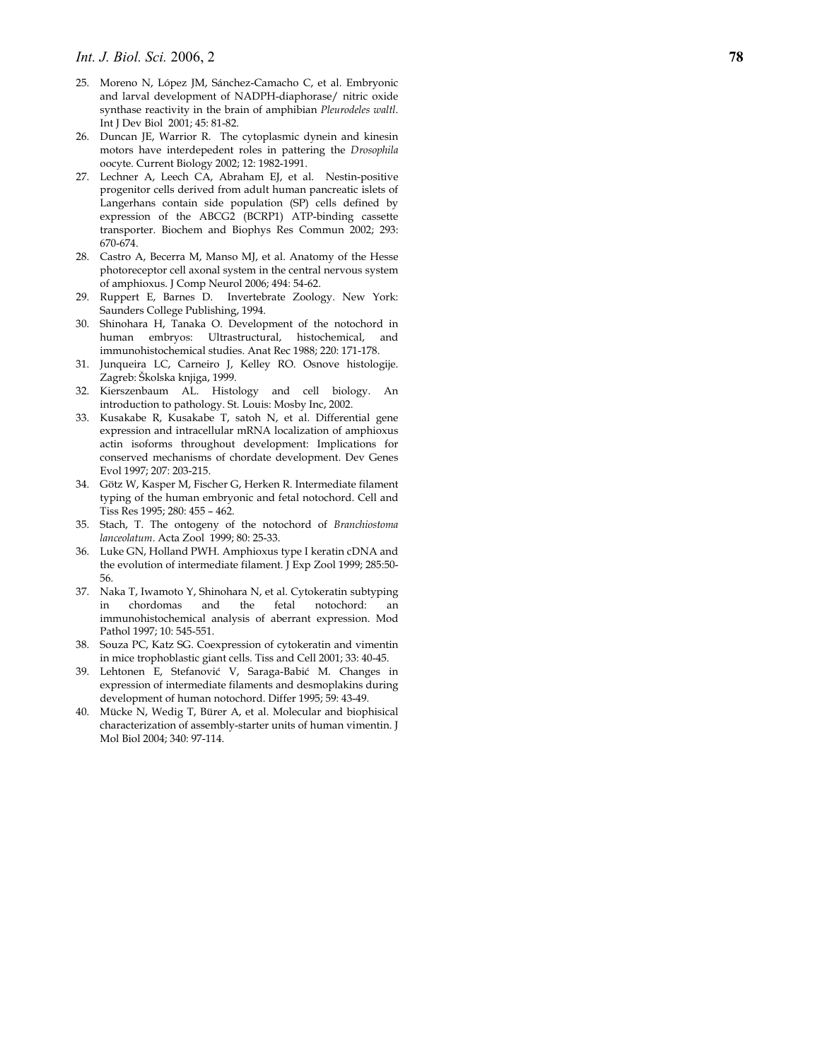25. Moreno N, López JM, Sánchez-Camacho C, et al. Embryonic and larval development of NADPH-diaphorase/ nitric oxide synthase reactivity in the brain of amphibian *Pleurodeles waltl*. Int J Dev Biol 2001; 45: 81-82.
26. Duncan JE, Warrior R. The cytoplasmic dynein and kinesin motors have interdepedent roles in pattering the *Drosophila* oocyte. Current Biology 2002; 12: 1982-1991.
27. Lechner A, Leech CA, Abraham EJ, et al. Nestin-positive progenitor cells derived from adult human pancreatic islets of Langerhans contain side population (SP) cells defined by expression of the ABCG2 (BCRP1) ATP-binding cassette transporter. Biochem and Biophys Res Commun 2002; 293: 670-674.
28. Castro A, Becerra M, Manso MJ, et al. Anatomy of the Hesse photoreceptor cell axonal system in the central nervous system of amphioxus. J Comp Neurol 2006; 494: 54-62.
29. Ruppert E, Barnes D. Invertebrate Zoology. New York: Saunders College Publishing, 1994.
30. Shinohara H, Tanaka O. Development of the notochord in human embryos: Ultrastructural, histochemical, and immunohistochemical studies. Anat Rec 1988; 220: 171-178.
31. Junqueira LC, Carneiro J, Kelley RO. Osnove histologije. Zagreb: Školska knjiga, 1999.
32. Kierszenbaum AL. Histology and cell biology. An introduction to pathology. St. Louis: Mosby Inc, 2002.
33. Kusakabe R, Kusakabe T, satoh N, et al. Differential gene expression and intracellular mRNA localization of amphioxus actin isoforms throughout development: Implications for conserved mechanisms of chordate development. Dev Genes Evol 1997; 207: 203-215.
34. Götz W, Kasper M, Fischer G, Herken R. Intermediate filament typing of the human embryonic and fetal notochord. Cell and Tiss Res 1995; 280: 455 – 462.
35. Stach, T. The ontogeny of the notochord of *Branchiostoma lanceolatum*. Acta Zool 1999; 80: 25-33.
36. Luke GN, Holland PWH. Amphioxus type I keratin cDNA and the evolution of intermediate filament. J Exp Zool 1999; 285:50-56.
37. Naka T, Iwamoto Y, Shinohara N, et al. Cytokeratin subtyping in chordomas and the fetal notochord: an immunohistochemical analysis of aberrant expression. Mod Pathol 1997; 10: 545-551.
38. Souza PC, Katz SG. Coexpression of cytokeratin and vimentin in mice trophoblastic giant cells. Tiss and Cell 2001; 33: 40-45.
39. Lehtonen E, Stefanović V, Saraga-Babić M. Changes in expression of intermediate filaments and desmoplakins during development of human notochord. Differ 1995; 59: 43-49.
40. Mücke N, Wedig T, Bürer A, et al. Molecular and biophisical characterization of assembly-starter units of human vimentin. J Mol Biol 2004; 340: 97-114.